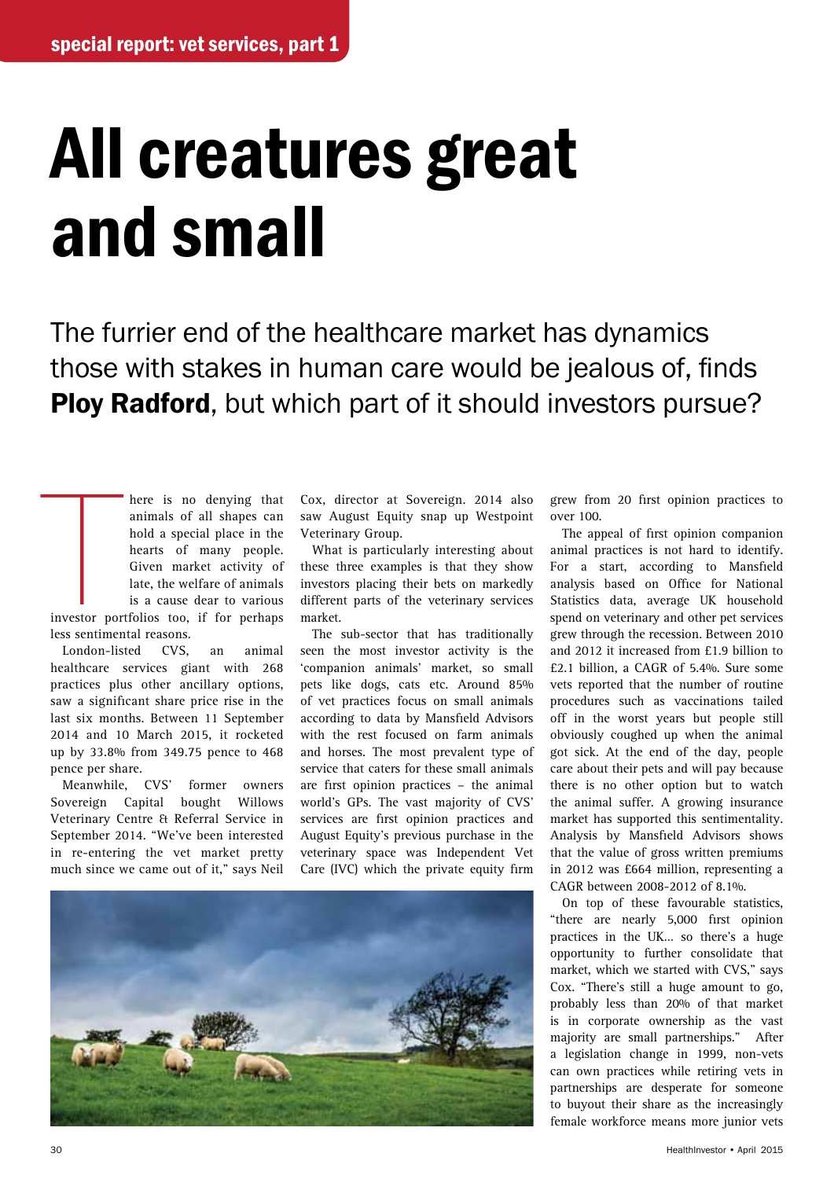special report: vet services, part 1

# All creatures great and small

The furrier end of the healthcare market has dynamics those with stakes in human care would be jealous of, finds **Ploy Radford**, but which part of it should investors pursue?

There is no denying that animals of all shapes can hold a special place in the hearts of many people. Given market activity of late, the welfare of animals is a cause dear to various investor portfolios too, if for perhaps less sentimental reasons.

London-listed CVS, an animal healthcare services giant with 268 practices plus other ancillary options, saw a significant share price rise in the last six months. Between 11 September 2014 and 10 March 2015, it rocketed up by 33.8% from 349.75 pence to 468 pence per share.

Meanwhile, CVS' former owners Sovereign Capital bought Willows Veterinary Centre & Referral Service in September 2014. "We've been interested in re-entering the vet market pretty much since we came out of it," says Neil Cox, director at Sovereign. 2014 also saw August Equity snap up Westpoint Veterinary Group.

What is particularly interesting about these three examples is that they show investors placing their bets on markedly different parts of the veterinary services market.

The sub-sector that has traditionally seen the most investor activity is the 'companion animals' market, so small pets like dogs, cats etc. Around 85% of vet practices focus on small animals according to data by Mansfield Advisors with the rest focused on farm animals and horses. The most prevalent type of service that caters for these small animals are first opinion practices – the animal world's GPs. The vast majority of CVS' services are first opinion practices and August Equity's previous purchase in the veterinary space was Independent Vet Care (IVC) which the private equity firm grew from 20 first opinion practices to over 100.

The appeal of first opinion companion animal practices is not hard to identify. For a start, according to Mansfield analysis based on Office for National Statistics data, average UK household spend on veterinary and other pet services grew through the recession. Between 2010 and 2012 it increased from £1.9 billion to £2.1 billion, a CAGR of 5.4%. Sure some vets reported that the number of routine procedures such as vaccinations tailed off in the worst years but people still obviously coughed up when the animal got sick. At the end of the day, people care about their pets and will pay because there is no other option but to watch the animal suffer. A growing insurance market has supported this sentimentality. Analysis by Mansfield Advisors shows that the value of gross written premiums in 2012 was £664 million, representing a CAGR between 2008-2012 of 8.1%.

On top of these favourable statistics, "there are nearly 5,000 first opinion practices in the UK... so there's a huge opportunity to further consolidate that market, which we started with CVS," says Cox. "There's still a huge amount to go, probably less than 20% of that market is in corporate ownership as the vast majority are small partnerships." After a legislation change in 1999, non-vets can own practices while retiring vets in partnerships are desperate for someone to buyout their share as the increasingly female workforce means more junior vets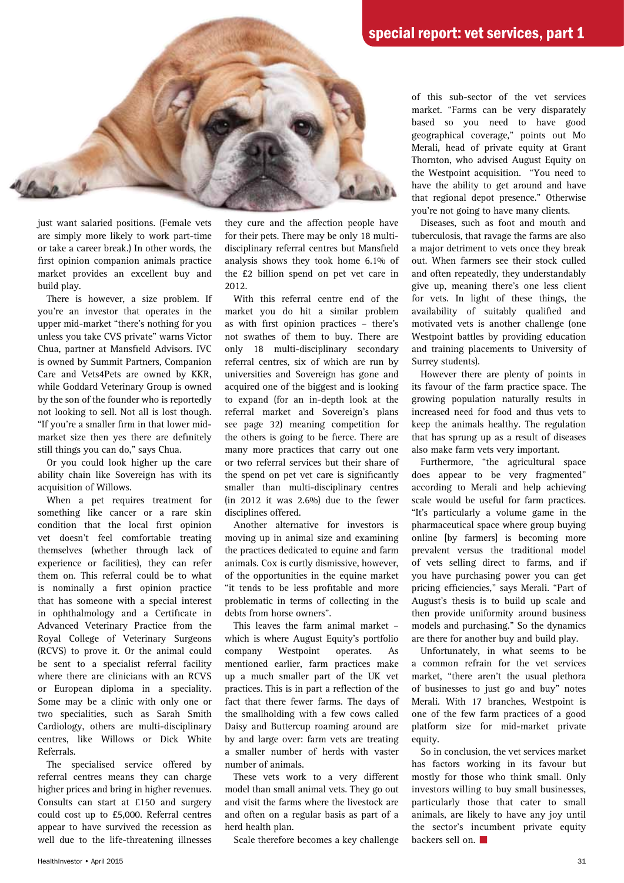just want salaried positions. (Female vets are simply more likely to work part-time or take a career break.) In other words, the first opinion companion animals practice market provides an excellent buy and build play.

There is however, a size problem. If you're an investor that operates in the upper mid-market "there's nothing for you unless you take CVS private" warns Victor Chua, partner at Mansfield Advisors. IVC is owned by Summit Partners, Companion Care and Vets4Pets are owned by KKR, while Goddard Veterinary Group is owned by the son of the founder who is reportedly not looking to sell. Not all is lost though. "If you're a smaller firm in that lower mid-market size then yes there are definitely still things you can do," says Chua.

Or you could look higher up the care ability chain like Sovereign has with its acquisition of Willows.

When a pet requires treatment for something like cancer or a rare skin condition that the local first opinion vet doesn't feel comfortable treating themselves (whether through lack of experience or facilities), they can refer them on. This referral could be to what is nominally a first opinion practice that has someone with a special interest in ophthalmology and a Certificate in Advanced Veterinary Practice from the Royal College of Veterinary Surgeons (RCVS) to prove it. Or the animal could be sent to a specialist referral facility where there are clinicians with an RCVS or European diploma in a speciality. Some may be a clinic with only one or two specialities, such as Sarah Smith Cardiology, others are multi-disciplinary centres, like Willows or Dick White Referrals.

The specialised service offered by referral centres means they can charge higher prices and bring in higher revenues. Consults can start at £150 and surgery could cost up to £5,000. Referral centres appear to have survived the recession as well due to the life-threatening illnesses they cure and the affection people have for their pets. There may be only 18 multi-disciplinary referral centres but Mansfield analysis shows they took home 6.1% of the £2 billion spend on pet vet care in 2012.

With this referral centre end of the market you do hit a similar problem as with first opinion practices – there's not swathes of them to buy. There are only 18 multi-disciplinary secondary referral centres, six of which are run by universities and Sovereign has gone and acquired one of the biggest and is looking to expand (for an in-depth look at the referral market and Sovereign's plans see page 32) meaning competition for the others is going to be fierce. There are many more practices that carry out one or two referral services but their share of the spend on pet vet care is significantly smaller than multi-disciplinary centres (in 2012 it was 2.6%) due to the fewer disciplines offered.

Another alternative for investors is moving up in animal size and examining the practices dedicated to equine and farm animals. Cox is curtly dismissive, however, of the opportunities in the equine market "it tends to be less profitable and more problematic in terms of collecting in the debts from horse owners".

This leaves the farm animal market – which is where August Equity's portfolio company Westpoint operates. As mentioned earlier, farm practices make up a much smaller part of the UK vet practices. This is in part a reflection of the fact that there fewer farms. The days of the smallholding with a few cows called Daisy and Buttercup roaming around are by and large over: farm vets are treating a smaller number of herds with vaster number of animals.

These vets work to a very different model than small animal vets. They go out and visit the farms where the livestock are and often on a regular basis as part of a herd health plan.

Scale therefore becomes a key challenge of this sub-sector of the vet services market. "Farms can be very disparately based so you need to have good geographical coverage," points out Mo Merali, head of private equity at Grant Thornton, who advised August Equity on the Westpoint acquisition. "You need to have the ability to get around and have that regional depot presence." Otherwise you're not going to have many clients.

Diseases, such as foot and mouth and tuberculosis, that ravage the farms are also a major detriment to vets once they break out. When farmers see their stock culled and often repeatedly, they understandably give up, meaning there's one less client for vets. In light of these things, the availability of suitably qualified and motivated vets is another challenge (one Westpoint battles by providing education and training placements to University of Surrey students).

However there are plenty of points in its favour of the farm practice space. The growing population naturally results in increased need for food and thus vets to keep the animals healthy. The regulation that has sprung up as a result of diseases also make farm vets very important.

Furthermore, "the agricultural space does appear to be very fragmented" according to Merali and help achieving scale would be useful for farm practices. "It's particularly a volume game in the pharmaceutical space where group buying online [by farmers] is becoming more prevalent versus the traditional model of vets selling direct to farms, and if you have purchasing power you can get pricing efficiencies," says Merali. "Part of August's thesis is to build up scale and then provide uniformity around business models and purchasing." So the dynamics are there for another buy and build play.

Unfortunately, in what seems to be a common refrain for the vet services market, "there aren't the usual plethora of businesses to just go and buy" notes Merali. With 17 branches, Westpoint is one of the few farm practices of a good platform size for mid-market private equity.

So in conclusion, the vet services market has factors working in its favour but mostly for those who think small. Only investors willing to buy small businesses, particularly those that cater to small animals, are likely to have any joy until the sector's incumbent private equity backers sell on. ■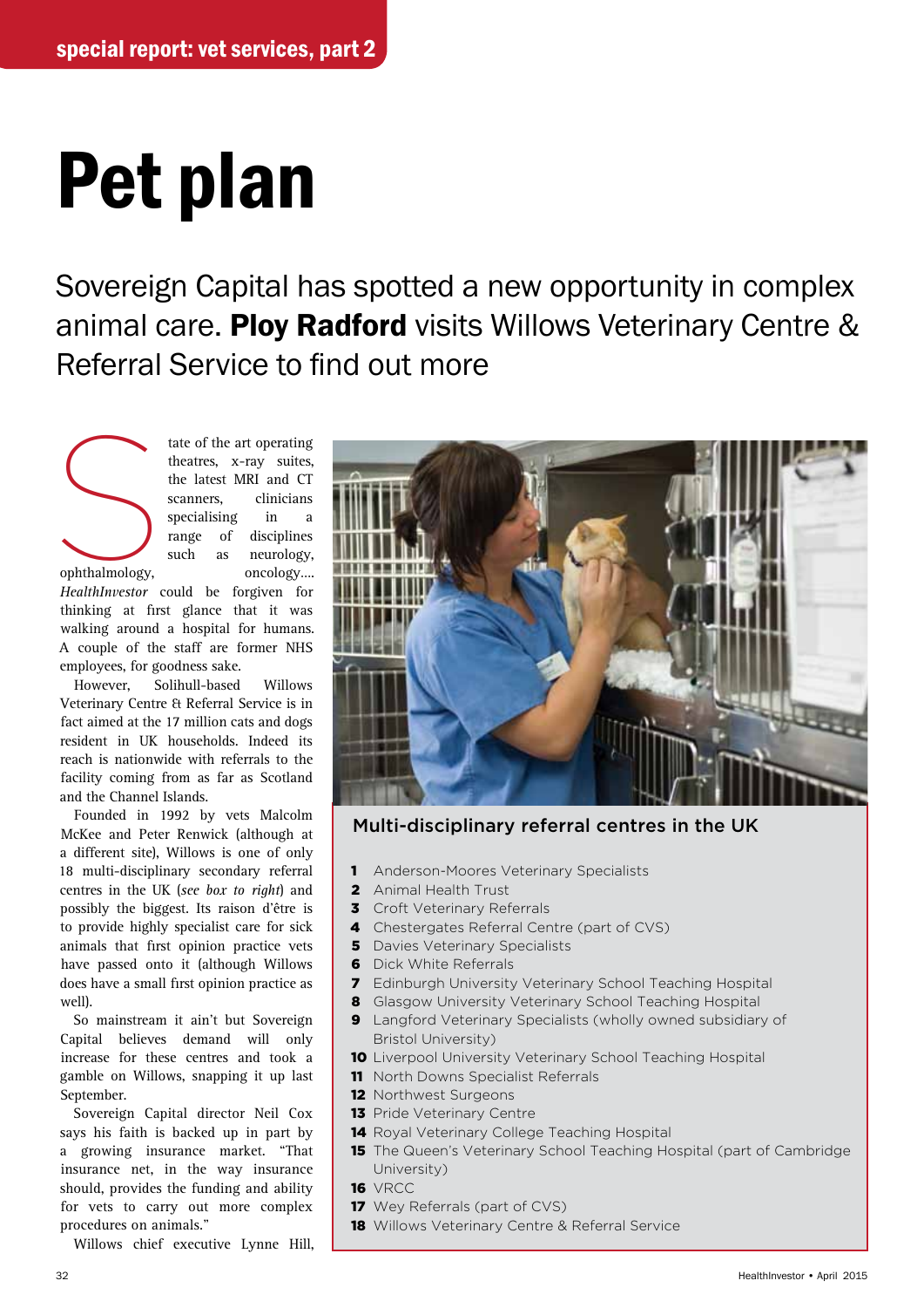special report: vet services, part 2

# Pet plan

Sovereign Capital has spotted a new opportunity in complex animal care. **Ploy Radford** visits Willows Veterinary Centre & Referral Service to find out more

State of the art operating theatres, x-ray suites, the latest MRI and CT scanners, clinicians specialising in a range of disciplines such as neurology, ophthalmology, oncology.... *HealthInvestor* could be forgiven for thinking at first glance that it was walking around a hospital for humans. A couple of the staff are former NHS employees, for goodness sake.

However, Solihull-based Willows Veterinary Centre & Referral Service is in fact aimed at the 17 million cats and dogs resident in UK households. Indeed its reach is nationwide with referrals to the facility coming from as far as Scotland and the Channel Islands.

Founded in 1992 by vets Malcolm McKee and Peter Renwick (although at a different site), Willows is one of only 18 multi-disciplinary secondary referral centres in the UK (*see box to right*) and possibly the biggest. Its raison d'être is to provide highly specialist care for sick animals that first opinion practice vets have passed onto it (although Willows does have a small first opinion practice as well).

So mainstream it ain't but Sovereign Capital believes demand will only increase for these centres and took a gamble on Willows, snapping it up last September.

Sovereign Capital director Neil Cox says his faith is backed up in part by a growing insurance market. "That insurance net, in the way insurance should, provides the funding and ability for vets to carry out more complex procedures on animals."

Willows chief executive Lynne Hill,

## Multi-disciplinary referral centres in the UK

1. Anderson-Moores Veterinary Specialists
2. Animal Health Trust
3. Croft Veterinary Referrals
4. Chestergates Referral Centre (part of CVS)
5. Davies Veterinary Specialists
6. Dick White Referrals
7. Edinburgh University Veterinary School Teaching Hospital
8. Glasgow University Veterinary School Teaching Hospital
9. Langford Veterinary Specialists (wholly owned subsidiary of Bristol University)
10. Liverpool University Veterinary School Teaching Hospital
11. North Downs Specialist Referrals
12. Northwest Surgeons
13. Pride Veterinary Centre
14. Royal Veterinary College Teaching Hospital
15. The Queen's Veterinary School Teaching Hospital (part of Cambridge University)
16. VRCC
17. Wey Referrals (part of CVS)
18. Willows Veterinary Centre & Referral Service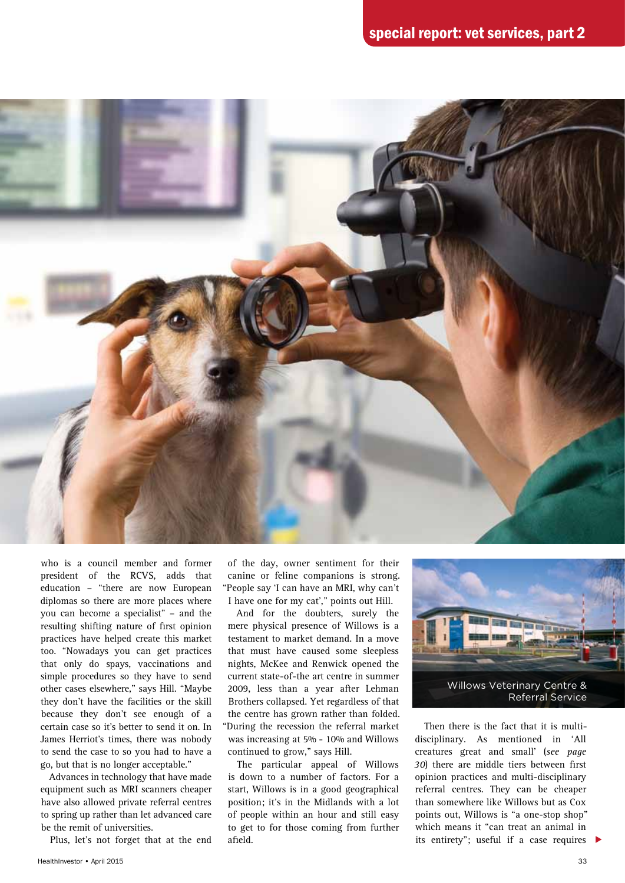who is a council member and former president of the RCVS, adds that education – "there are now European diplomas so there are more places where you can become a specialist" – and the resulting shifting nature of first opinion practices have helped create this market too. "Nowadays you can get practices that only do spays, vaccinations and simple procedures so they have to send other cases elsewhere," says Hill. "Maybe they don't have the facilities or the skill because they don't see enough of a certain case so it's better to send it on. In James Herriot's times, there was nobody to send the case to so you had to have a go, but that is no longer acceptable."

Advances in technology that have made equipment such as MRI scanners cheaper have also allowed private referral centres to spring up rather than let advanced care be the remit of universities.

Plus, let's not forget that at the end of the day, owner sentiment for their canine or feline companions is strong. "People say 'I can have an MRI, why can't I have one for my cat'," points out Hill.

And for the doubters, surely the mere physical presence of Willows is a testament to market demand. In a move that must have caused some sleepless nights, McKee and Renwick opened the current state-of-the art centre in summer 2009, less than a year after Lehman Brothers collapsed. Yet regardless of that the centre has grown rather than folded. "During the recession the referral market was increasing at 5% - 10% and Willows continued to grow," says Hill.

The particular appeal of Willows is down to a number of factors. For a start, Willows is in a good geographical position; it's in the Midlands with a lot of people within an hour and still easy to get to for those coming from further afield.

Willows Veterinary Centre & Referral Service

Then there is the fact that it is multi-disciplinary. As mentioned in 'All creatures great and small' (*see page 30*) there are middle tiers between first opinion practices and multi-disciplinary referral centres. They can be cheaper than somewhere like Willows but as Cox points out, Willows is "a one-stop shop" which means it "can treat an animal in its entirety"; useful if a case requires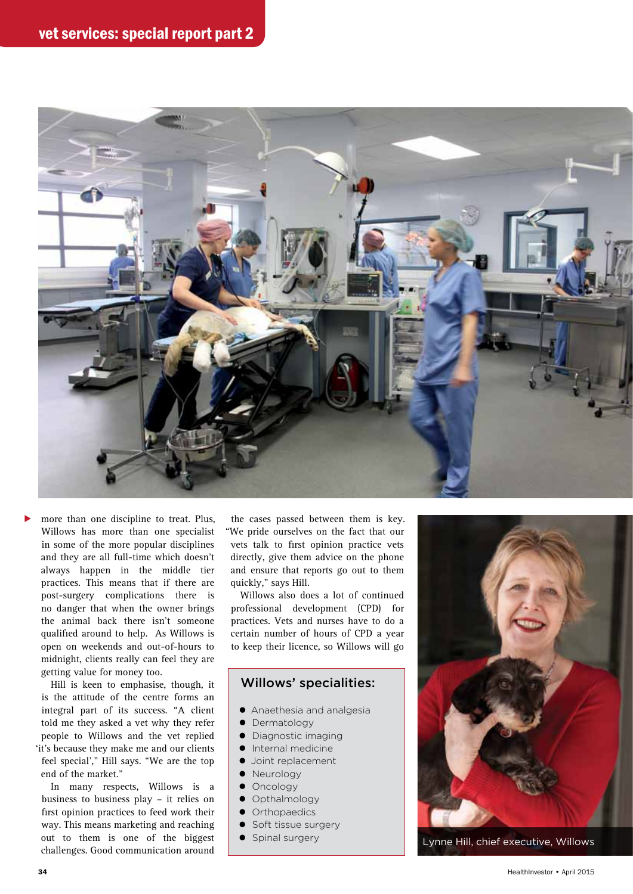more than one discipline to treat. Plus, Willows has more than one specialist in some of the more popular disciplines and they are all full-time which doesn't always happen in the middle tier practices. This means that if there are post-surgery complications there is no danger that when the owner brings the animal back there isn't someone qualified around to help. As Willows is open on weekends and out-of-hours to midnight, clients really can feel they are getting value for money too.

Hill is keen to emphasise, though, it is the attitude of the centre forms an integral part of its success. "A client told me they asked a vet why they refer people to Willows and the vet replied 'it's because they make me and our clients feel special'," Hill says. "We are the top end of the market."

In many respects, Willows is a business to business play – it relies on first opinion practices to feed work their way. This means marketing and reaching out to them is one of the biggest challenges. Good communication around the cases passed between them is key. "We pride ourselves on the fact that our vets talk to first opinion practice vets directly, give them advice on the phone and ensure that reports go out to them quickly," says Hill.

Willows also does a lot of continued professional development (CPD) for practices. Vets and nurses have to do a certain number of hours of CPD a year to keep their licence, so Willows will go

## Willows' specialities:

- Anaethesia and analgesia
- Dermatology
- Diagnostic imaging
- Internal medicine
- Joint replacement
- Neurology
- Oncology
- Opthalmology
- Orthopaedics
- Soft tissue surgery
- Spinal surgery

Lynne Hill, chief executive, Willows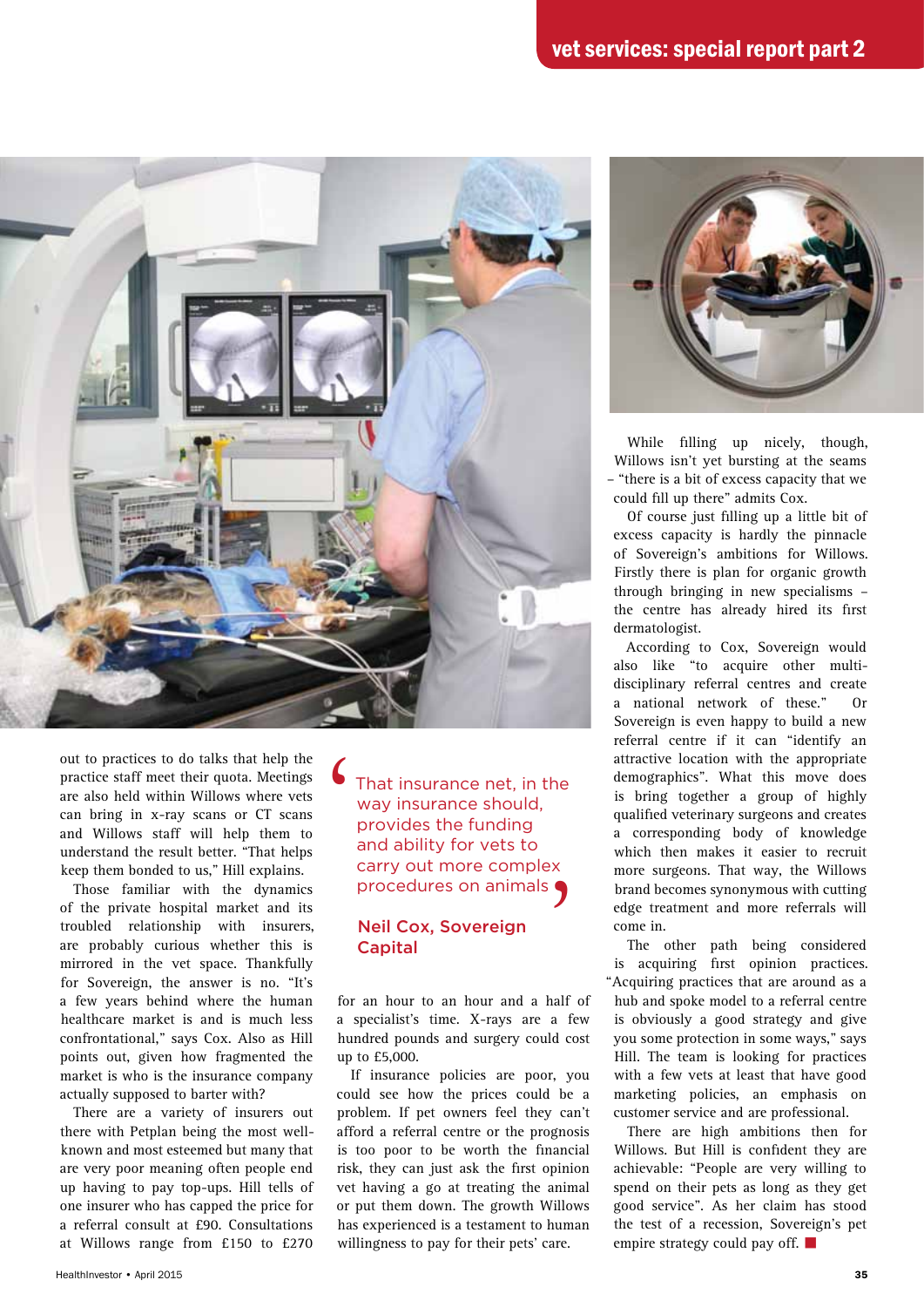out to practices to do talks that help the practice staff meet their quota. Meetings are also held within Willows where vets can bring in x-ray scans or CT scans and Willows staff will help them to understand the result better. "That helps keep them bonded to us," Hill explains.

Those familiar with the dynamics of the private hospital market and its troubled relationship with insurers, are probably curious whether this is mirrored in the vet space. Thankfully for Sovereign, the answer is no. "It's a few years behind where the human healthcare market is and is much less confrontational," says Cox. Also as Hill points out, given how fragmented the market is who is the insurance company actually supposed to barter with?

There are a variety of insurers out there with Petplan being the most well-known and most esteemed but many that are very poor meaning often people end up having to pay top-ups. Hill tells of one insurer who has capped the price for a referral consult at £90. Consultations at Willows range from £150 to £270 for an hour to an hour and a half of a specialist's time. X-rays are a few hundred pounds and surgery could cost up to £5,000.

> That insurance net, in the way insurance should, provides the funding and ability for vets to carry out more complex procedures on animals
>
> **Neil Cox, Sovereign Capital**

If insurance policies are poor, you could see how the prices could be a problem. If pet owners feel they can't afford a referral centre or the prognosis is too poor to be worth the financial risk, they can just ask the first opinion vet having a go at treating the animal or put them down. The growth Willows has experienced is a testament to human willingness to pay for their pets' care.

While filling up nicely, though, Willows isn't yet bursting at the seams – "there is a bit of excess capacity that we could fill up there" admits Cox.

Of course just filling up a little bit of excess capacity is hardly the pinnacle of Sovereign's ambitions for Willows. Firstly there is plan for organic growth through bringing in new specialisms – the centre has already hired its first dermatologist.

According to Cox, Sovereign would also like "to acquire other multi-disciplinary referral centres and create a national network of these." Or Sovereign is even happy to build a new referral centre if it can "identify an attractive location with the appropriate demographics". What this move does is bring together a group of highly qualified veterinary surgeons and creates a corresponding body of knowledge which then makes it easier to recruit more surgeons. That way, the Willows brand becomes synonymous with cutting edge treatment and more referrals will come in.

The other path being considered is acquiring first opinion practices. "Acquiring practices that are around as a hub and spoke model to a referral centre is obviously a good strategy and give you some protection in some ways," says Hill. The team is looking for practices with a few vets at least that have good marketing policies, an emphasis on customer service and are professional.

There are high ambitions then for Willows. But Hill is confident they are achievable: "People are very willing to spend on their pets as long as they get good service". As her claim has stood the test of a recession, Sovereign's pet empire strategy could pay off. ■